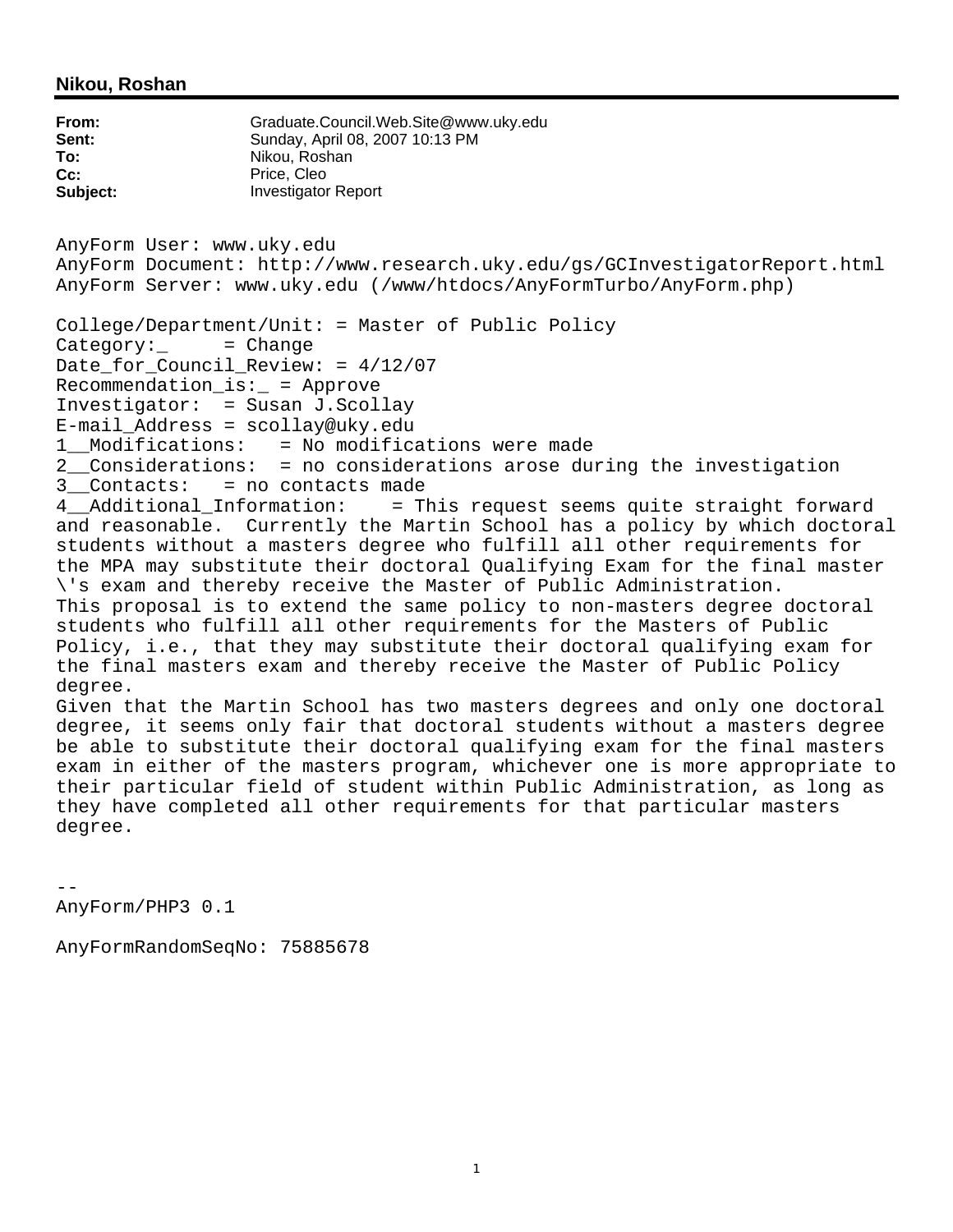**Nikou, Roshan**

**From:** Graduate.Council.Web.Site@www.uky.edu
**Sent:** Sunday, April 08, 2007 10:13 PM
**To:** Nikou, Roshan
**Cc:** Price, Cleo
**Subject:** Investigator Report

```
AnyForm User: www.uky.edu
AnyForm Document: http://www.research.uky.edu/gs/GCInvestigatorReport.html
AnyForm Server: www.uky.edu (/www/htdocs/AnyFormTurbo/AnyForm.php)

College/Department/Unit: = Master of Public Policy
Category:_     = Change
Date_for_Council_Review: = 4/12/07
Recommendation_is:_ = Approve
Investigator:  = Susan J.Scollay
E-mail_Address = scollay@uky.edu
1__Modifications:   = No modifications were made
2__Considerations:  = no considerations arose during the investigation
3__Contacts:   = no contacts made
4__Additional_Information:    = This request seems quite straight forward
and reasonable.  Currently the Martin School has a policy by which doctoral
students without a masters degree who fulfill all other requirements for
the MPA may substitute their doctoral Qualifying Exam for the final master
\'s exam and thereby receive the Master of Public Administration.
This proposal is to extend the same policy to non-masters degree doctoral
students who fulfill all other requirements for the Masters of Public
Policy, i.e., that they may substitute their doctoral qualifying exam for
the final masters exam and thereby receive the Master of Public Policy
degree.
Given that the Martin School has two masters degrees and only one doctoral
degree, it seems only fair that doctoral students without a masters degree
be able to substitute their doctoral qualifying exam for the final masters
exam in either of the masters program, whichever one is more appropriate to
their particular field of student within Public Administration, as long as
they have completed all other requirements for that particular masters
degree.


--
AnyForm/PHP3 0.1

AnyFormRandomSeqNo: 75885678
```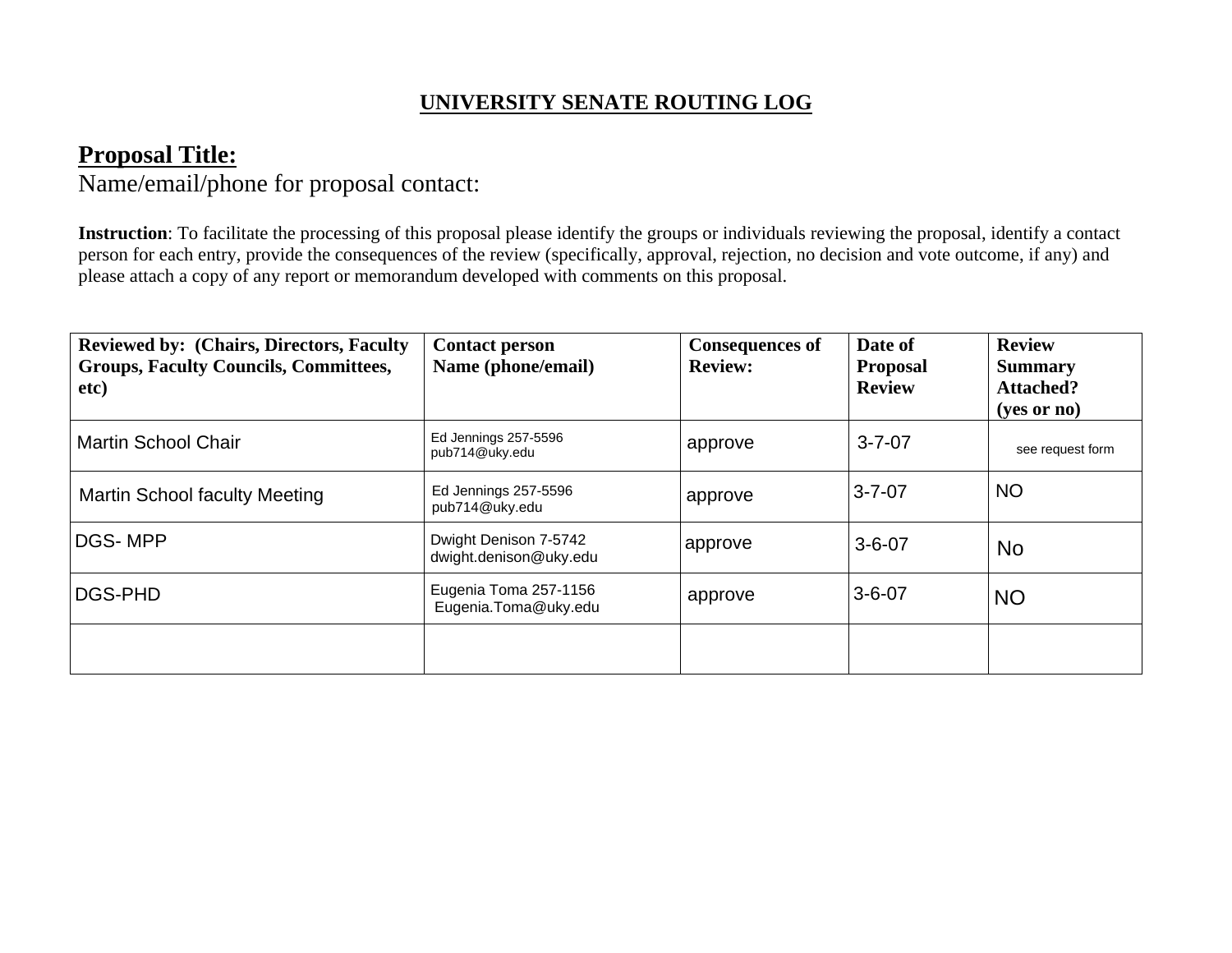# UNIVERSITY SENATE ROUTING LOG

## Proposal Title:

Name/email/phone for proposal contact:

**Instruction**: To facilitate the processing of this proposal please identify the groups or individuals reviewing the proposal, identify a contact person for each entry, provide the consequences of the review (specifically, approval, rejection, no decision and vote outcome, if any) and please attach a copy of any report or memorandum developed with comments on this proposal.

| Reviewed by: (Chairs, Directors, Faculty Groups, Faculty Councils, Committees, etc) | Contact person Name (phone/email) | Consequences of Review: | Date of Proposal Review | Review Summary Attached? (yes or no) |
| --- | --- | --- | --- | --- |
| Martin School Chair | Ed Jennings 257-5596 pub714@uky.edu | approve | 3-7-07 | see request form |
| Martin School faculty Meeting | Ed Jennings 257-5596 pub714@uky.edu | approve | 3-7-07 | NO |
| DGS- MPP | Dwight Denison 7-5742 dwight.denison@uky.edu | approve | 3-6-07 | No |
| DGS-PHD | Eugenia Toma 257-1156 Eugenia.Toma@uky.edu | approve | 3-6-07 | NO |
| | | | | |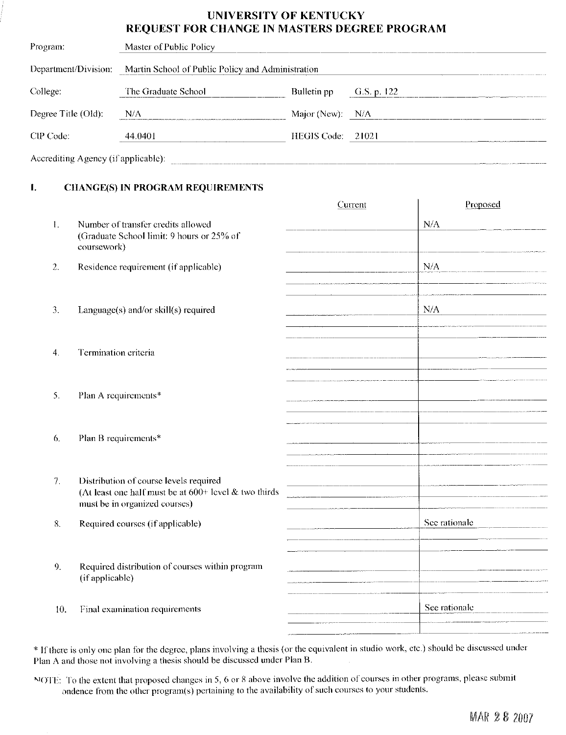# UNIVERSITY OF KENTUCKY
## REQUEST FOR CHANGE IN MASTERS DEGREE PROGRAM

Program: Master of Public Policy

Department/Division: Martin School of Public Policy and Administration

College: The Graduate School    Bulletin pp G.S. p. 122

Degree Title (Old): N/A    Major (New): N/A

CIP Code: 44.0401    HEGIS Code: 21021

Accrediting Agency (if applicable):

## I. CHANGE(S) IN PROGRAM REQUIREMENTS

| | | Current | Proposed |
|---|---|---|---|
| 1. | Number of transfer credits allowed (Graduate School limit: 9 hours or 25% of coursework) | | N/A |
| 2. | Residence requirement (if applicable) | | N/A |
| 3. | Language(s) and/or skill(s) required | | N/A |
| 4. | Termination criteria | | |
| 5. | Plan A requirements* | | |
| 6. | Plan B requirements* | | |
| 7. | Distribution of course levels required (At least one half must be at 600+ level & two thirds must be in organized courses) | | |
| 8. | Required courses (if applicable) | | See rationale |
| 9. | Required distribution of courses within program (if applicable) | | |
| 10. | Final examination requirements | | See rationale |

* If there is only one plan for the degree, plans involving a thesis (or the equivalent in studio work, etc.) should be discussed under Plan A and those not involving a thesis should be discussed under Plan B.

NOTE: To the extent that proposed changes in 5, 6 or 8 above involve the addition of courses in other programs, please submit ondence from the other program(s) pertaining to the availability of such courses to your students.

MAR 28 2007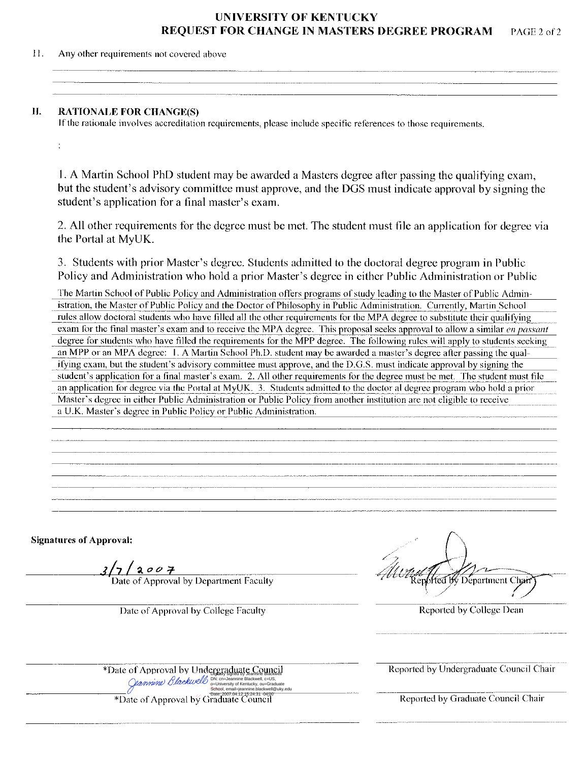11. Any other requirements not covered above

## II. RATIONALE FOR CHANGE(S)

If the rationale involves accreditation requirements, please include specific references to those requirements.

:

1. A Martin School PhD student may be awarded a Masters degree after passing the qualifying exam, but the student's advisory committee must approve, and the DGS must indicate approval by signing the student's application for a final master's exam.

2. All other requirements for the degree must be met. The student must file an application for degree via the Portal at MyUK.

3. Students with prior Master's degree. Students admitted to the doctoral degree program in Public Policy and Administration who hold a prior Master's degree in either Public Administration or Public

The Martin School of Public Policy and Administration offers programs of study leading to the Master of Public Administration, the Master of Public Policy and the Doctor of Philosophy in Public Administration. Currently, Martin School rules allow doctoral students who have filled all the other requirements for the MPA degree to substitute their qualifying exam for the final master's exam and to receive the MPA degree. This proposal seeks approval to allow a similar *en passant* degree for students who have filled the requirements for the MPP degree. The following rules will apply to students seeking an MPP or an MPA degree: 1. A Martin School Ph.D. student may be awarded a master's degree after passing the qualifying exam, but the student's advisory committee must approve, and the D.G.S. must indicate approval by signing the student's application for a final master's exam. 2. All other requirements for the degree must be met. The student must file an application for degree via the Portal at MyUK. 3. Students admitted to the doctor al degree program who hold a prior Master's degree in either Public Administration or Public Policy from another institution are not eligible to receive a U.K. Master's degree in Public Policy or Public Administration.

**Signatures of Approval:**

3/7/2007
Date of Approval by Department Faculty

Reported by Department Chair

Date of Approval by College Faculty

Reported by College Dean

*Date of Approval by Undergraduate Council

Reported by Undergraduate Council Chair

Jeannine Blackwell
Digitally signed by Jeannine Blackwell
DN: cn=Jeannine Blackwell, c=US, o=University of Kentucky, ou=Graduate School, email=jeannine.blackwell@uky.edu
Date: 2007.04.12 15:24:31 -04'00'

*Date of Approval by Graduate Council

Reported by Graduate Council Chair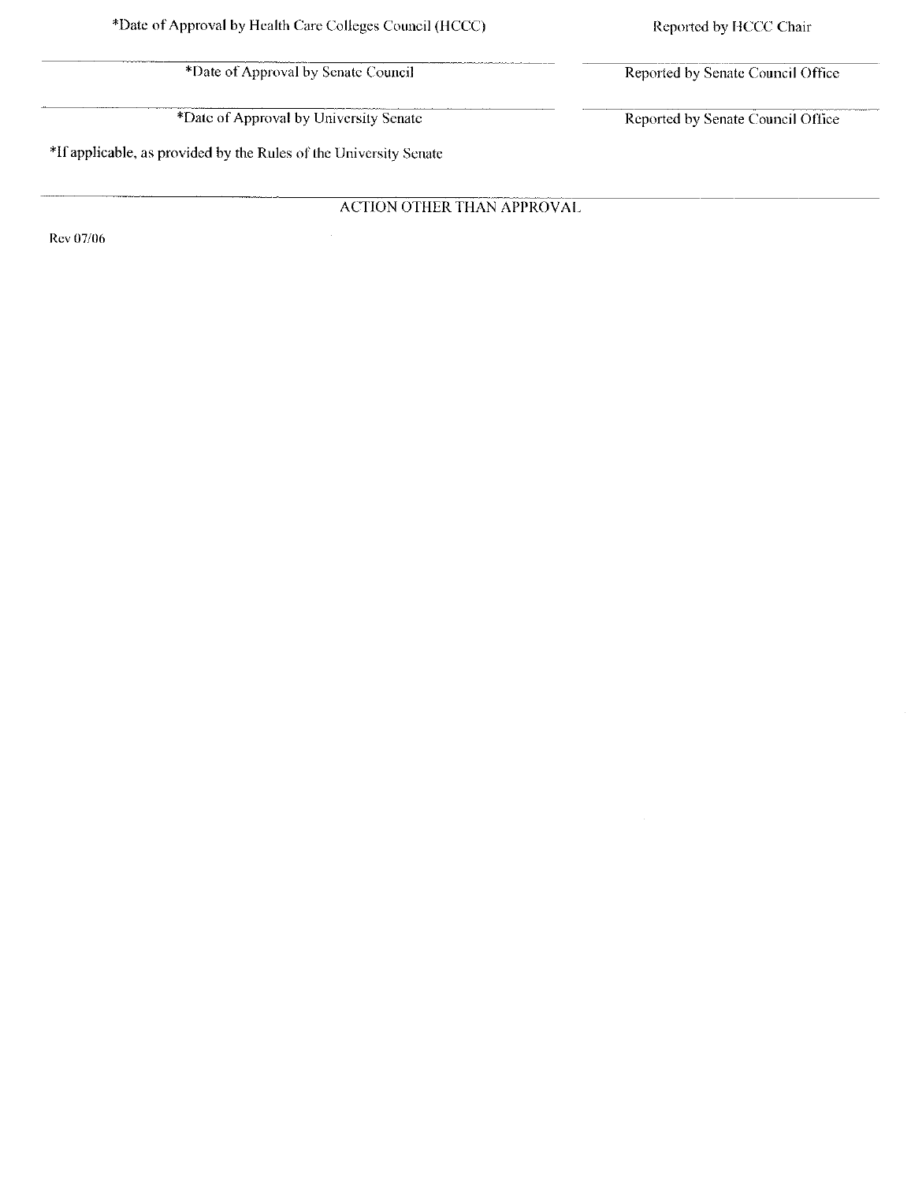| *Date of Approval by Health Care Colleges Council (HCCC) | Reported by HCCC Chair |
|---|---|
| *Date of Approval by Senate Council | Reported by Senate Council Office |
| *Date of Approval by University Senate | Reported by Senate Council Office |

*If applicable, as provided by the Rules of the University Senate

ACTION OTHER THAN APPROVAL

Rev 07/06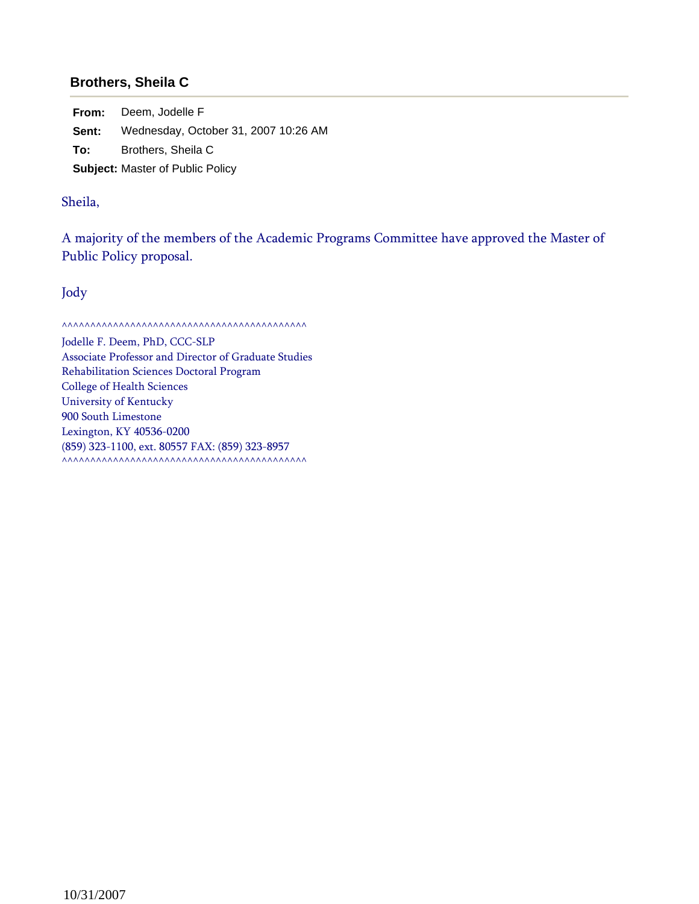## Brothers, Sheila C

---

**From:** Deem, Jodelle F

**Sent:** Wednesday, October 31, 2007 10:26 AM

**To:** Brothers, Sheila C

**Subject:** Master of Public Policy

Sheila,

A majority of the members of the Academic Programs Committee have approved the Master of Public Policy proposal.

Jody

^^^^^^^^^^^^^^^^^^^^^^^^^^^^^^^^^^^^^^^^^^^^^^^^^^^^^^^^^^^^^^^^^^^^^^^^^^^^^^^^^^^^^^^^^^^

Jodelle F. Deem, PhD, CCC-SLP
Associate Professor and Director of Graduate Studies
Rehabilitation Sciences Doctoral Program
College of Health Sciences
University of Kentucky
900 South Limestone
Lexington, KY 40536-0200
(859) 323-1100, ext. 80557 FAX: (859) 323-8957

^^^^^^^^^^^^^^^^^^^^^^^^^^^^^^^^^^^^^^^^^^^^^^^^^^^^^^^^^^^^^^^^^^^^^^^^^^^^^^^^^^^^^^^^^^^

10/31/2007